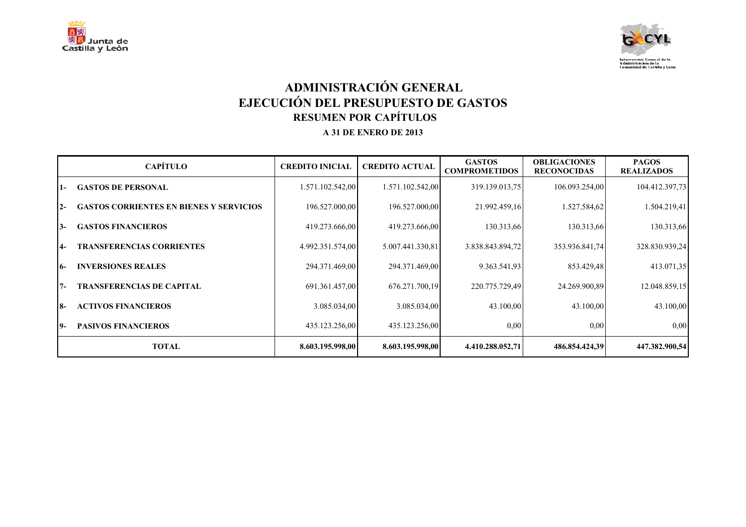# ADMINISTRACIÓN GENERAL
# EJECUCIÓN DEL PRESUPUESTO DE GASTOS
## RESUMEN POR CAPÍTULOS

**A 31 DE ENERO DE 2013**

| CAPÍTULO | CREDITO INICIAL | CREDITO ACTUAL | GASTOS COMPROMETIDOS | OBLIGACIONES RECONOCIDAS | PAGOS REALIZADOS |
|---|---|---|---|---|---|
| 1- GASTOS DE PERSONAL | 1.571.102.542,00 | 1.571.102.542,00 | 319.139.013,75 | 106.093.254,00 | 104.412.397,73 |
| 2- GASTOS CORRIENTES EN BIENES Y SERVICIOS | 196.527.000,00 | 196.527.000,00 | 21.992.459,16 | 1.527.584,62 | 1.504.219,41 |
| 3- GASTOS FINANCIEROS | 419.273.666,00 | 419.273.666,00 | 130.313,66 | 130.313,66 | 130.313,66 |
| 4- TRANSFERENCIAS CORRIENTES | 4.992.351.574,00 | 5.007.441.330,81 | 3.838.843.894,72 | 353.936.841,74 | 328.830.939,24 |
| 6- INVERSIONES REALES | 294.371.469,00 | 294.371.469,00 | 9.363.541,93 | 853.429,48 | 413.071,35 |
| 7- TRANSFERENCIAS DE CAPITAL | 691.361.457,00 | 676.271.700,19 | 220.775.729,49 | 24.269.900,89 | 12.048.859,15 |
| 8- ACTIVOS FINANCIEROS | 3.085.034,00 | 3.085.034,00 | 43.100,00 | 43.100,00 | 43.100,00 |
| 9- PASIVOS FINANCIEROS | 435.123.256,00 | 435.123.256,00 | 0,00 | 0,00 | 0,00 |
| **TOTAL** | **8.603.195.998,00** | **8.603.195.998,00** | **4.410.288.052,71** | **486.854.424,39** | **447.382.900,54** |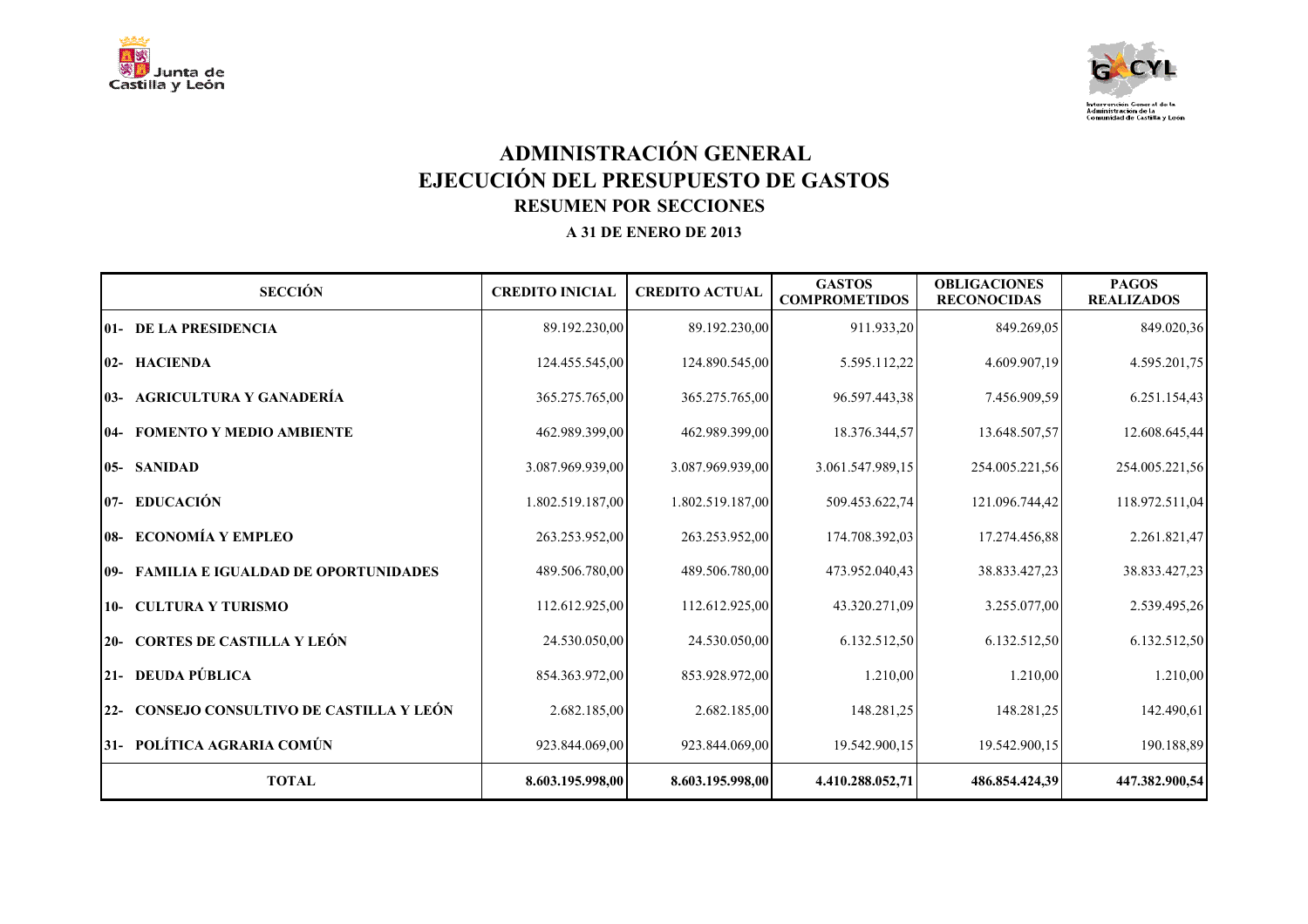# ADMINISTRACIÓN GENERAL

# EJECUCIÓN DEL PRESUPUESTO DE GASTOS

## RESUMEN POR SECCIONES

### A 31 DE ENERO DE 2013

| SECCIÓN | CREDITO INICIAL | CREDITO ACTUAL | GASTOS COMPROMETIDOS | OBLIGACIONES RECONOCIDAS | PAGOS REALIZADOS |
|---|---|---|---|---|---|
| 01- DE LA PRESIDENCIA | 89.192.230,00 | 89.192.230,00 | 911.933,20 | 849.269,05 | 849.020,36 |
| 02- HACIENDA | 124.455.545,00 | 124.890.545,00 | 5.595.112,22 | 4.609.907,19 | 4.595.201,75 |
| 03- AGRICULTURA Y GANADERÍA | 365.275.765,00 | 365.275.765,00 | 96.597.443,38 | 7.456.909,59 | 6.251.154,43 |
| 04- FOMENTO Y MEDIO AMBIENTE | 462.989.399,00 | 462.989.399,00 | 18.376.344,57 | 13.648.507,57 | 12.608.645,44 |
| 05- SANIDAD | 3.087.969.939,00 | 3.087.969.939,00 | 3.061.547.989,15 | 254.005.221,56 | 254.005.221,56 |
| 07- EDUCACIÓN | 1.802.519.187,00 | 1.802.519.187,00 | 509.453.622,74 | 121.096.744,42 | 118.972.511,04 |
| 08- ECONOMÍA Y EMPLEO | 263.253.952,00 | 263.253.952,00 | 174.708.392,03 | 17.274.456,88 | 2.261.821,47 |
| 09- FAMILIA E IGUALDAD DE OPORTUNIDADES | 489.506.780,00 | 489.506.780,00 | 473.952.040,43 | 38.833.427,23 | 38.833.427,23 |
| 10- CULTURA Y TURISMO | 112.612.925,00 | 112.612.925,00 | 43.320.271,09 | 3.255.077,00 | 2.539.495,26 |
| 20- CORTES DE CASTILLA Y LEÓN | 24.530.050,00 | 24.530.050,00 | 6.132.512,50 | 6.132.512,50 | 6.132.512,50 |
| 21- DEUDA PÚBLICA | 854.363.972,00 | 853.928.972,00 | 1.210,00 | 1.210,00 | 1.210,00 |
| 22- CONSEJO CONSULTIVO DE CASTILLA Y LEÓN | 2.682.185,00 | 2.682.185,00 | 148.281,25 | 148.281,25 | 142.490,61 |
| 31- POLÍTICA AGRARIA COMÚN | 923.844.069,00 | 923.844.069,00 | 19.542.900,15 | 19.542.900,15 | 190.188,89 |
| **TOTAL** | **8.603.195.998,00** | **8.603.195.998,00** | **4.410.288.052,71** | **486.854.424,39** | **447.382.900,54** |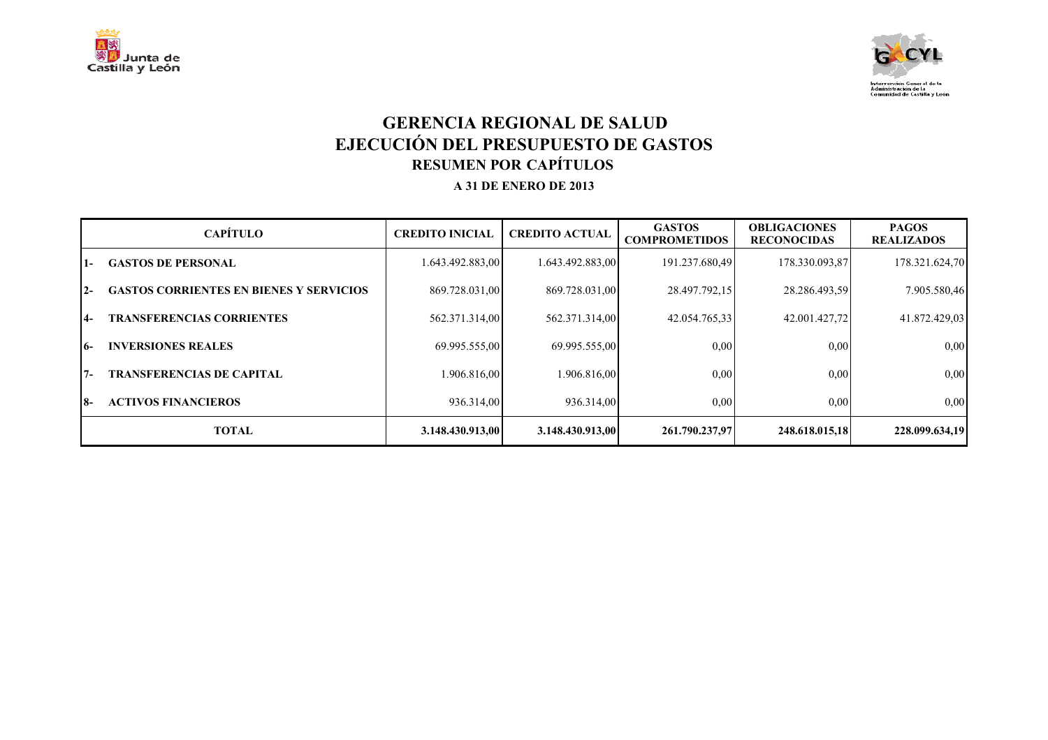# GERENCIA REGIONAL DE SALUD
# EJECUCIÓN DEL PRESUPUESTO DE GASTOS
## RESUMEN POR CAPÍTULOS

**A 31 DE ENERO DE 2013**

| CAPÍTULO | CREDITO INICIAL | CREDITO ACTUAL | GASTOS COMPROMETIDOS | OBLIGACIONES RECONOCIDAS | PAGOS REALIZADOS |
|---|---|---|---|---|---|
| 1- GASTOS DE PERSONAL | 1.643.492.883,00 | 1.643.492.883,00 | 191.237.680,49 | 178.330.093,87 | 178.321.624,70 |
| 2- GASTOS CORRIENTES EN BIENES Y SERVICIOS | 869.728.031,00 | 869.728.031,00 | 28.497.792,15 | 28.286.493,59 | 7.905.580,46 |
| 4- TRANSFERENCIAS CORRIENTES | 562.371.314,00 | 562.371.314,00 | 42.054.765,33 | 42.001.427,72 | 41.872.429,03 |
| 6- INVERSIONES REALES | 69.995.555,00 | 69.995.555,00 | 0,00 | 0,00 | 0,00 |
| 7- TRANSFERENCIAS DE CAPITAL | 1.906.816,00 | 1.906.816,00 | 0,00 | 0,00 | 0,00 |
| 8- ACTIVOS FINANCIEROS | 936.314,00 | 936.314,00 | 0,00 | 0,00 | 0,00 |
| **TOTAL** | **3.148.430.913,00** | **3.148.430.913,00** | **261.790.237,97** | **248.618.015,18** | **228.099.634,19** |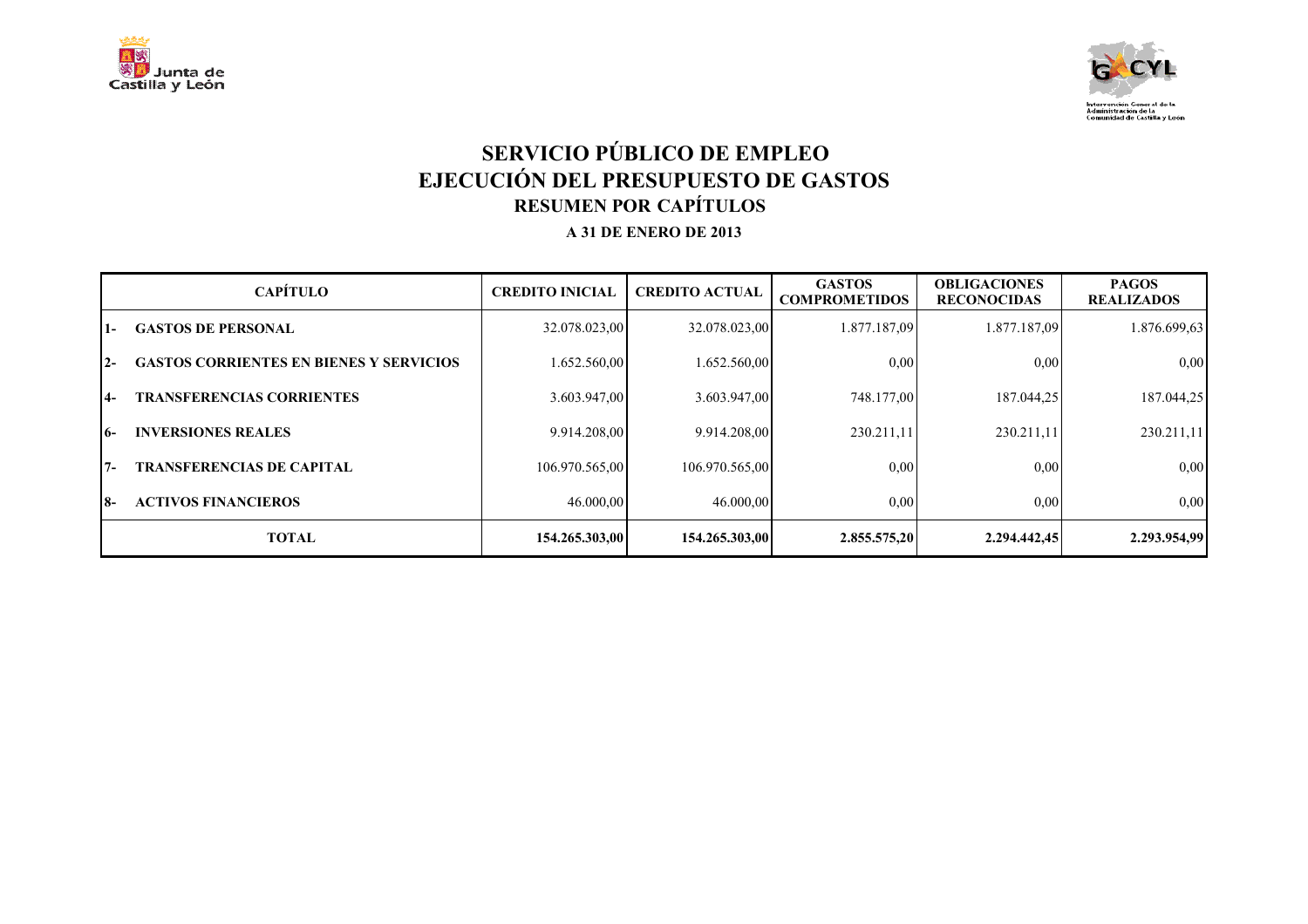# SERVICIO PÚBLICO DE EMPLEO
# EJECUCIÓN DEL PRESUPUESTO DE GASTOS
## RESUMEN POR CAPÍTULOS

**A 31 DE ENERO DE 2013**

| CAPÍTULO | CREDITO INICIAL | CREDITO ACTUAL | GASTOS COMPROMETIDOS | OBLIGACIONES RECONOCIDAS | PAGOS REALIZADOS |
|---|---|---|---|---|---|
| 1- GASTOS DE PERSONAL | 32.078.023,00 | 32.078.023,00 | 1.877.187,09 | 1.877.187,09 | 1.876.699,63 |
| 2- GASTOS CORRIENTES EN BIENES Y SERVICIOS | 1.652.560,00 | 1.652.560,00 | 0,00 | 0,00 | 0,00 |
| 4- TRANSFERENCIAS CORRIENTES | 3.603.947,00 | 3.603.947,00 | 748.177,00 | 187.044,25 | 187.044,25 |
| 6- INVERSIONES REALES | 9.914.208,00 | 9.914.208,00 | 230.211,11 | 230.211,11 | 230.211,11 |
| 7- TRANSFERENCIAS DE CAPITAL | 106.970.565,00 | 106.970.565,00 | 0,00 | 0,00 | 0,00 |
| 8- ACTIVOS FINANCIEROS | 46.000,00 | 46.000,00 | 0,00 | 0,00 | 0,00 |
| **TOTAL** | **154.265.303,00** | **154.265.303,00** | **2.855.575,20** | **2.294.442,45** | **2.293.954,99** |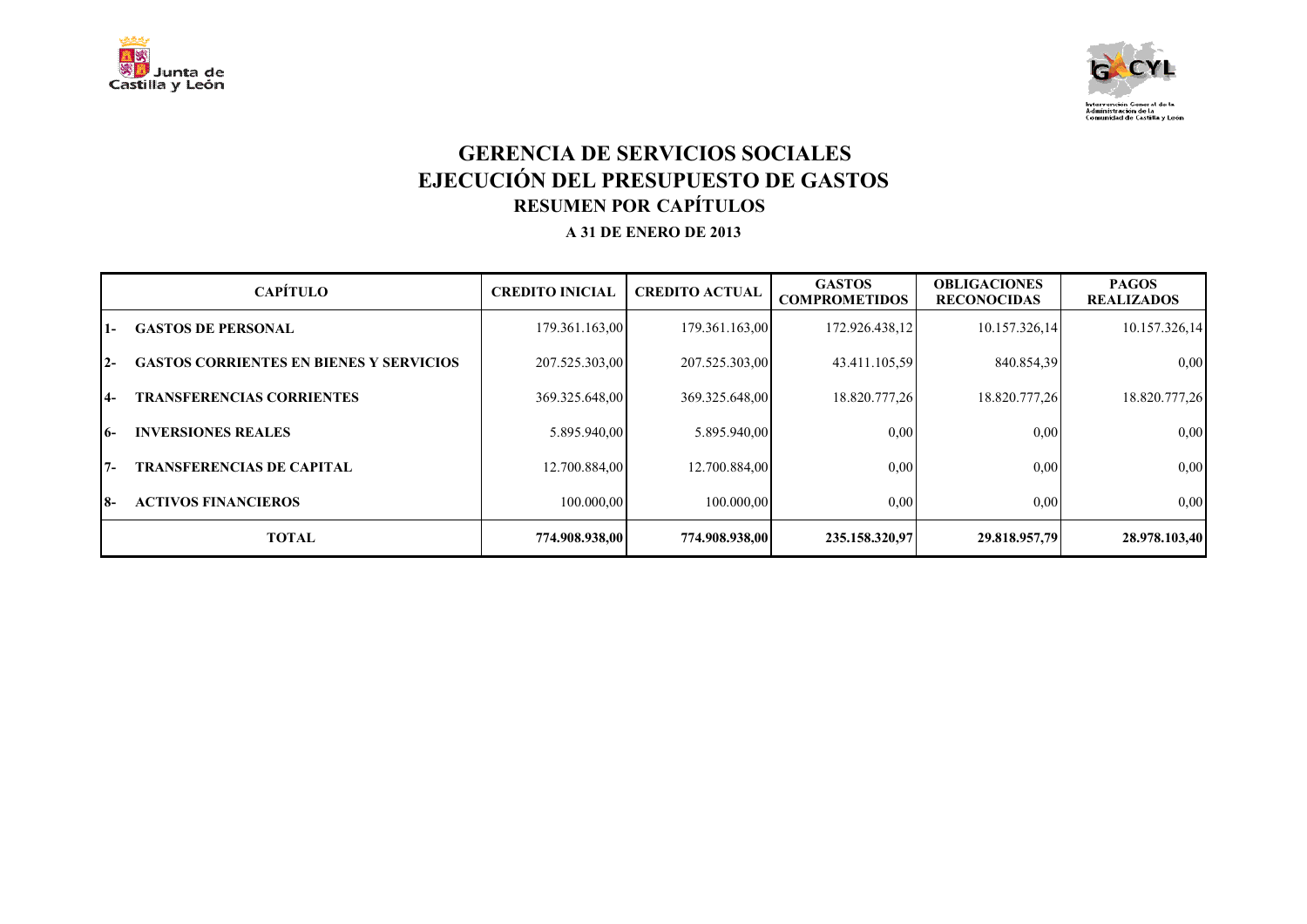# GERENCIA DE SERVICIOS SOCIALES
## EJECUCIÓN DEL PRESUPUESTO DE GASTOS
### RESUMEN POR CAPÍTULOS

**A 31 DE ENERO DE 2013**

| | CAPÍTULO | CREDITO INICIAL | CREDITO ACTUAL | GASTOS COMPROMETIDOS | OBLIGACIONES RECONOCIDAS | PAGOS REALIZADOS |
|---|---|---|---|---|---|---|
| 1- | GASTOS DE PERSONAL | 179.361.163,00 | 179.361.163,00 | 172.926.438,12 | 10.157.326,14 | 10.157.326,14 |
| 2- | GASTOS CORRIENTES EN BIENES Y SERVICIOS | 207.525.303,00 | 207.525.303,00 | 43.411.105,59 | 840.854,39 | 0,00 |
| 4- | TRANSFERENCIAS CORRIENTES | 369.325.648,00 | 369.325.648,00 | 18.820.777,26 | 18.820.777,26 | 18.820.777,26 |
| 6- | INVERSIONES REALES | 5.895.940,00 | 5.895.940,00 | 0,00 | 0,00 | 0,00 |
| 7- | TRANSFERENCIAS DE CAPITAL | 12.700.884,00 | 12.700.884,00 | 0,00 | 0,00 | 0,00 |
| 8- | ACTIVOS FINANCIEROS | 100.000,00 | 100.000,00 | 0,00 | 0,00 | 0,00 |
| | **TOTAL** | **774.908.938,00** | **774.908.938,00** | **235.158.320,97** | **29.818.957,79** | **28.978.103,40** |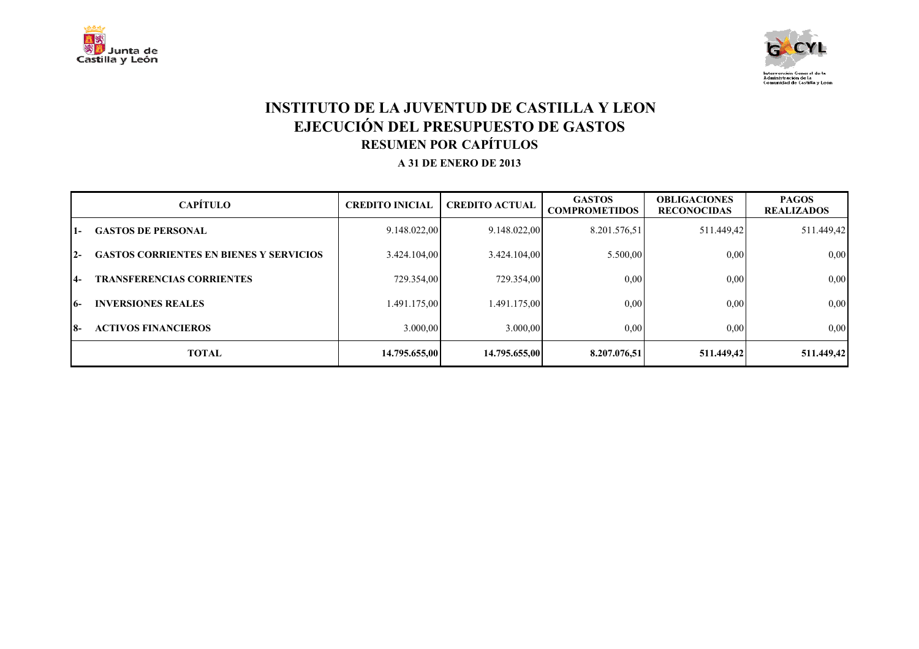# INSTITUTO DE LA JUVENTUD DE CASTILLA Y LEON
## EJECUCIÓN DEL PRESUPUESTO DE GASTOS
### RESUMEN POR CAPÍTULOS

**A 31 DE ENERO DE 2013**

| | CAPÍTULO | CREDITO INICIAL | CREDITO ACTUAL | GASTOS COMPROMETIDOS | OBLIGACIONES RECONOCIDAS | PAGOS REALIZADOS |
|---|---|---|---|---|---|---|
| 1- | GASTOS DE PERSONAL | 9.148.022,00 | 9.148.022,00 | 8.201.576,51 | 511.449,42 | 511.449,42 |
| 2- | GASTOS CORRIENTES EN BIENES Y SERVICIOS | 3.424.104,00 | 3.424.104,00 | 5.500,00 | 0,00 | 0,00 |
| 4- | TRANSFERENCIAS CORRIENTES | 729.354,00 | 729.354,00 | 0,00 | 0,00 | 0,00 |
| 6- | INVERSIONES REALES | 1.491.175,00 | 1.491.175,00 | 0,00 | 0,00 | 0,00 |
| 8- | ACTIVOS FINANCIEROS | 3.000,00 | 3.000,00 | 0,00 | 0,00 | 0,00 |
| | **TOTAL** | **14.795.655,00** | **14.795.655,00** | **8.207.076,51** | **511.449,42** | **511.449,42** |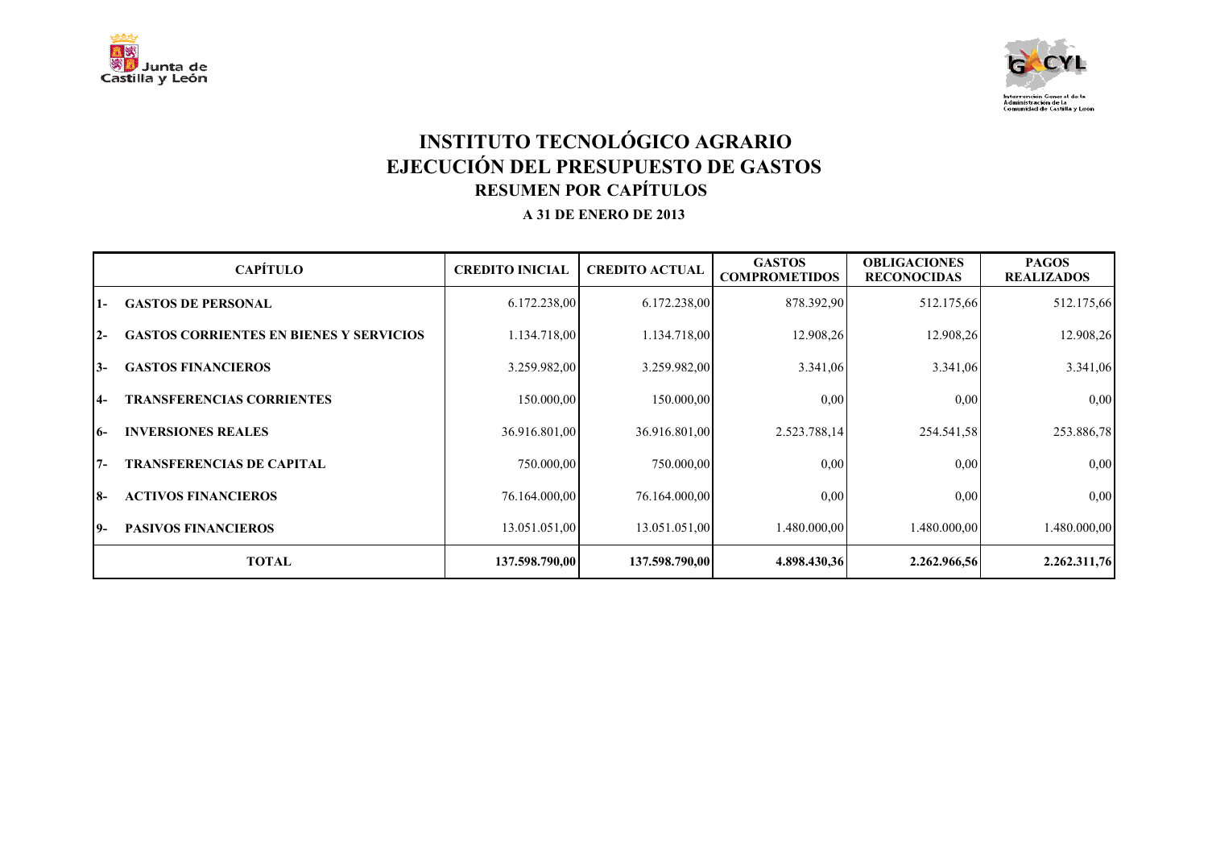# INSTITUTO TECNOLÓGICO AGRARIO
# EJECUCIÓN DEL PRESUPUESTO DE GASTOS
## RESUMEN POR CAPÍTULOS

**A 31 DE ENERO DE 2013**

| CAPÍTULO | | CREDITO INICIAL | CREDITO ACTUAL | GASTOS COMPROMETIDOS | OBLIGACIONES RECONOCIDAS | PAGOS REALIZADOS |
|---|---|---|---|---|---|---|
| 1- | GASTOS DE PERSONAL | 6.172.238,00 | 6.172.238,00 | 878.392,90 | 512.175,66 | 512.175,66 |
| 2- | GASTOS CORRIENTES EN BIENES Y SERVICIOS | 1.134.718,00 | 1.134.718,00 | 12.908,26 | 12.908,26 | 12.908,26 |
| 3- | GASTOS FINANCIEROS | 3.259.982,00 | 3.259.982,00 | 3.341,06 | 3.341,06 | 3.341,06 |
| 4- | TRANSFERENCIAS CORRIENTES | 150.000,00 | 150.000,00 | 0,00 | 0,00 | 0,00 |
| 6- | INVERSIONES REALES | 36.916.801,00 | 36.916.801,00 | 2.523.788,14 | 254.541,58 | 253.886,78 |
| 7- | TRANSFERENCIAS DE CAPITAL | 750.000,00 | 750.000,00 | 0,00 | 0,00 | 0,00 |
| 8- | ACTIVOS FINANCIEROS | 76.164.000,00 | 76.164.000,00 | 0,00 | 0,00 | 0,00 |
| 9- | PASIVOS FINANCIEROS | 13.051.051,00 | 13.051.051,00 | 1.480.000,00 | 1.480.000,00 | 1.480.000,00 |
| **TOTAL** | | **137.598.790,00** | **137.598.790,00** | **4.898.430,36** | **2.262.966,56** | **2.262.311,76** |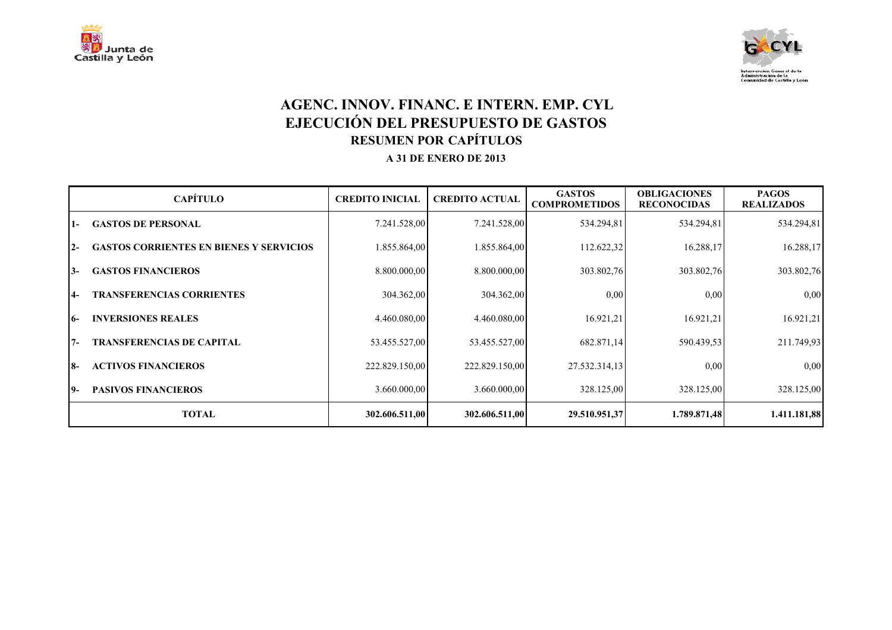# AGENC. INNOV. FINANC. E INTERN. EMP. CYL
# EJECUCIÓN DEL PRESUPUESTO DE GASTOS
## RESUMEN POR CAPÍTULOS

**A 31 DE ENERO DE 2013**

| CAPÍTULO | CREDITO INICIAL | CREDITO ACTUAL | GASTOS COMPROMETIDOS | OBLIGACIONES RECONOCIDAS | PAGOS REALIZADOS |
|---|---|---|---|---|---|
| 1- GASTOS DE PERSONAL | 7.241.528,00 | 7.241.528,00 | 534.294,81 | 534.294,81 | 534.294,81 |
| 2- GASTOS CORRIENTES EN BIENES Y SERVICIOS | 1.855.864,00 | 1.855.864,00 | 112.622,32 | 16.288,17 | 16.288,17 |
| 3- GASTOS FINANCIEROS | 8.800.000,00 | 8.800.000,00 | 303.802,76 | 303.802,76 | 303.802,76 |
| 4- TRANSFERENCIAS CORRIENTES | 304.362,00 | 304.362,00 | 0,00 | 0,00 | 0,00 |
| 6- INVERSIONES REALES | 4.460.080,00 | 4.460.080,00 | 16.921,21 | 16.921,21 | 16.921,21 |
| 7- TRANSFERENCIAS DE CAPITAL | 53.455.527,00 | 53.455.527,00 | 682.871,14 | 590.439,53 | 211.749,93 |
| 8- ACTIVOS FINANCIEROS | 222.829.150,00 | 222.829.150,00 | 27.532.314,13 | 0,00 | 0,00 |
| 9- PASIVOS FINANCIEROS | 3.660.000,00 | 3.660.000,00 | 328.125,00 | 328.125,00 | 328.125,00 |
| **TOTAL** | **302.606.511,00** | **302.606.511,00** | **29.510.951,37** | **1.789.871,48** | **1.411.181,88** |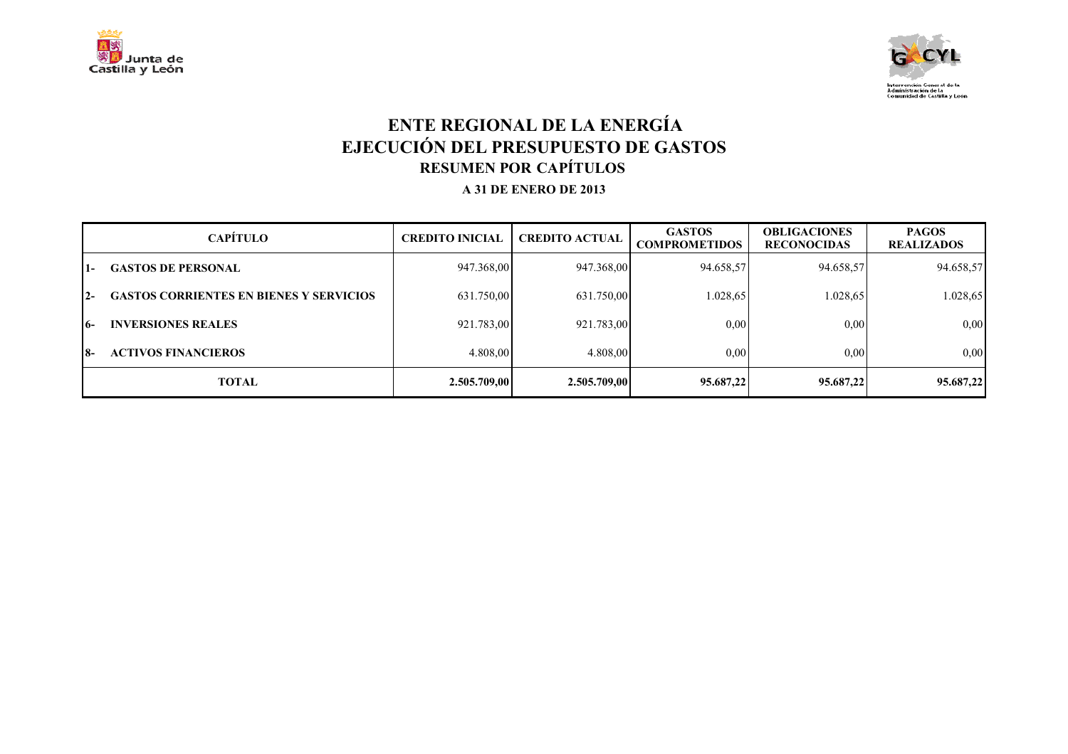# ENTE REGIONAL DE LA ENERGÍA
# EJECUCIÓN DEL PRESUPUESTO DE GASTOS
## RESUMEN POR CAPÍTULOS

**A 31 DE ENERO DE 2013**

| CAPÍTULO | CREDITO INICIAL | CREDITO ACTUAL | GASTOS COMPROMETIDOS | OBLIGACIONES RECONOCIDAS | PAGOS REALIZADOS |
|---|---|---|---|---|---|
| 1- GASTOS DE PERSONAL | 947.368,00 | 947.368,00 | 94.658,57 | 94.658,57 | 94.658,57 |
| 2- GASTOS CORRIENTES EN BIENES Y SERVICIOS | 631.750,00 | 631.750,00 | 1.028,65 | 1.028,65 | 1.028,65 |
| 6- INVERSIONES REALES | 921.783,00 | 921.783,00 | 0,00 | 0,00 | 0,00 |
| 8- ACTIVOS FINANCIEROS | 4.808,00 | 4.808,00 | 0,00 | 0,00 | 0,00 |
| **TOTAL** | **2.505.709,00** | **2.505.709,00** | **95.687,22** | **95.687,22** | **95.687,22** |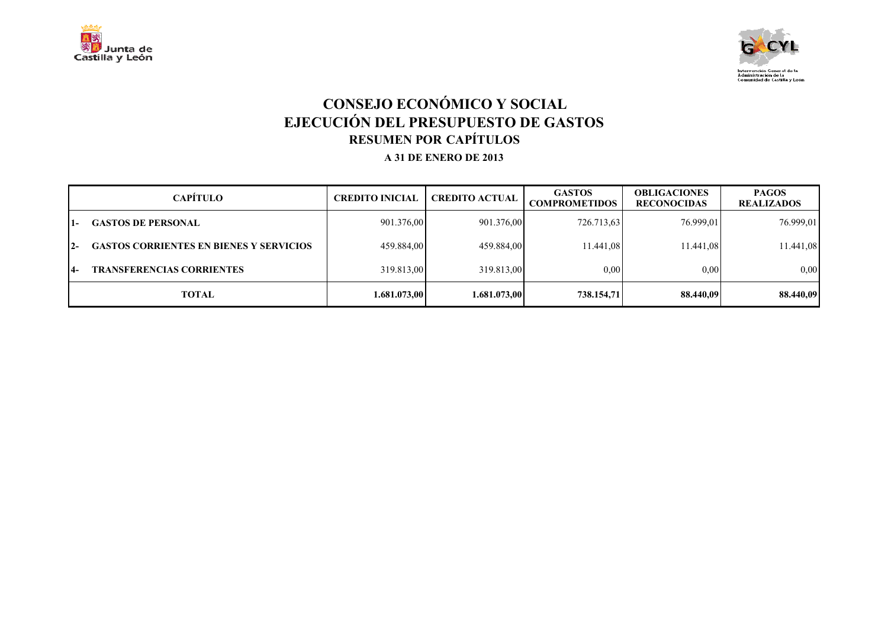# CONSEJO ECONÓMICO Y SOCIAL
# EJECUCIÓN DEL PRESUPUESTO DE GASTOS
## RESUMEN POR CAPÍTULOS

**A 31 DE ENERO DE 2013**

| CAPÍTULO | CREDITO INICIAL | CREDITO ACTUAL | GASTOS COMPROMETIDOS | OBLIGACIONES RECONOCIDAS | PAGOS REALIZADOS |
|---|---|---|---|---|---|
| 1- GASTOS DE PERSONAL | 901.376,00 | 901.376,00 | 726.713,63 | 76.999,01 | 76.999,01 |
| 2- GASTOS CORRIENTES EN BIENES Y SERVICIOS | 459.884,00 | 459.884,00 | 11.441,08 | 11.441,08 | 11.441,08 |
| 4- TRANSFERENCIAS CORRIENTES | 319.813,00 | 319.813,00 | 0,00 | 0,00 | 0,00 |
| **TOTAL** | **1.681.073,00** | **1.681.073,00** | **738.154,71** | **88.440,09** | **88.440,09** |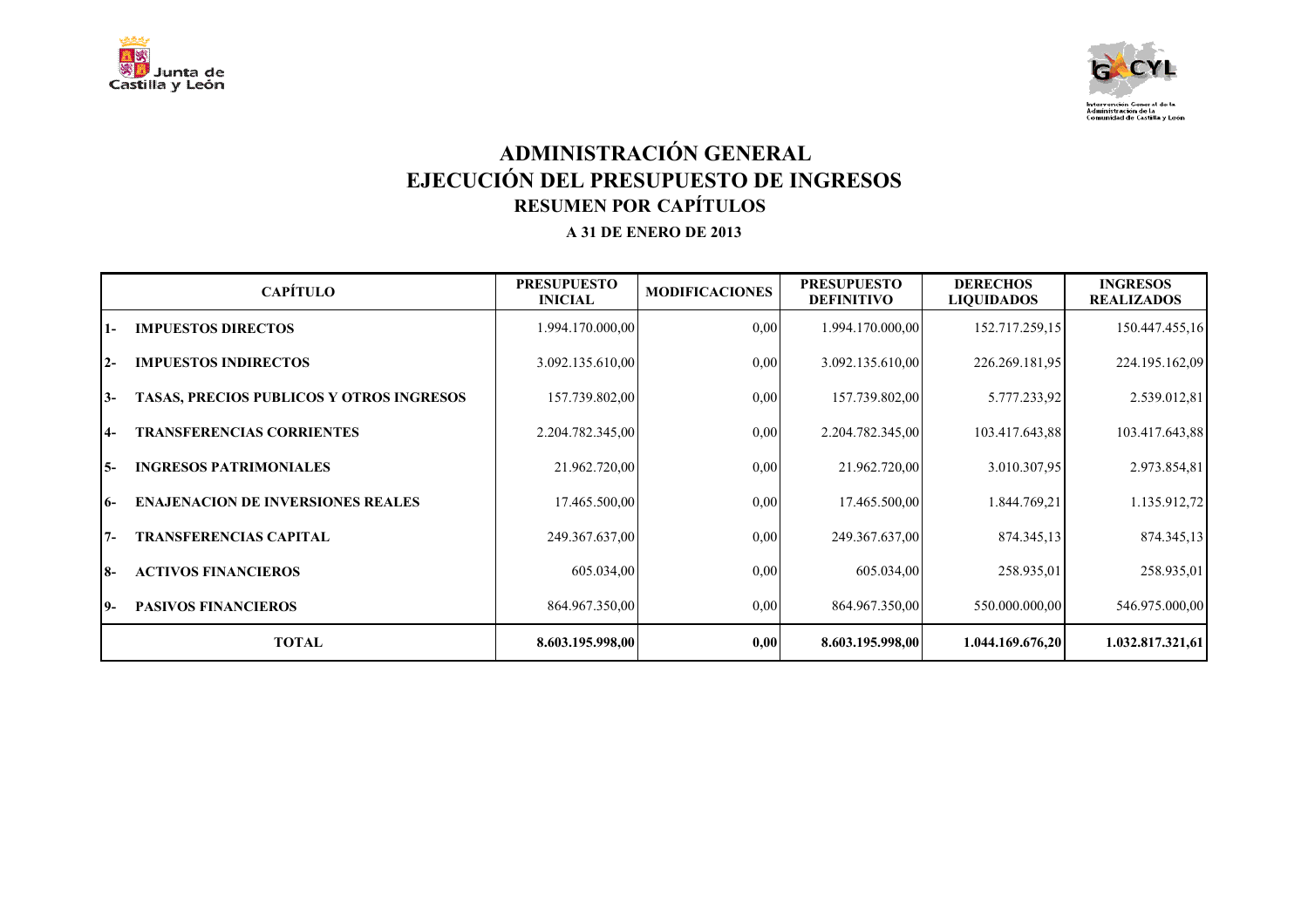# ADMINISTRACIÓN GENERAL
## EJECUCIÓN DEL PRESUPUESTO DE INGRESOS
### RESUMEN POR CAPÍTULOS

**A 31 DE ENERO DE 2013**

| CAPÍTULO | PRESUPUESTO INICIAL | MODIFICACIONES | PRESUPUESTO DEFINITIVO | DERECHOS LIQUIDADOS | INGRESOS REALIZADOS |
|---|---|---|---|---|---|
| 1- IMPUESTOS DIRECTOS | 1.994.170.000,00 | 0,00 | 1.994.170.000,00 | 152.717.259,15 | 150.447.455,16 |
| 2- IMPUESTOS INDIRECTOS | 3.092.135.610,00 | 0,00 | 3.092.135.610,00 | 226.269.181,95 | 224.195.162,09 |
| 3- TASAS, PRECIOS PUBLICOS Y OTROS INGRESOS | 157.739.802,00 | 0,00 | 157.739.802,00 | 5.777.233,92 | 2.539.012,81 |
| 4- TRANSFERENCIAS CORRIENTES | 2.204.782.345,00 | 0,00 | 2.204.782.345,00 | 103.417.643,88 | 103.417.643,88 |
| 5- INGRESOS PATRIMONIALES | 21.962.720,00 | 0,00 | 21.962.720,00 | 3.010.307,95 | 2.973.854,81 |
| 6- ENAJENACION DE INVERSIONES REALES | 17.465.500,00 | 0,00 | 17.465.500,00 | 1.844.769,21 | 1.135.912,72 |
| 7- TRANSFERENCIAS CAPITAL | 249.367.637,00 | 0,00 | 249.367.637,00 | 874.345,13 | 874.345,13 |
| 8- ACTIVOS FINANCIEROS | 605.034,00 | 0,00 | 605.034,00 | 258.935,01 | 258.935,01 |
| 9- PASIVOS FINANCIEROS | 864.967.350,00 | 0,00 | 864.967.350,00 | 550.000.000,00 | 546.975.000,00 |
| **TOTAL** | **8.603.195.998,00** | **0,00** | **8.603.195.998,00** | **1.044.169.676,20** | **1.032.817.321,61** |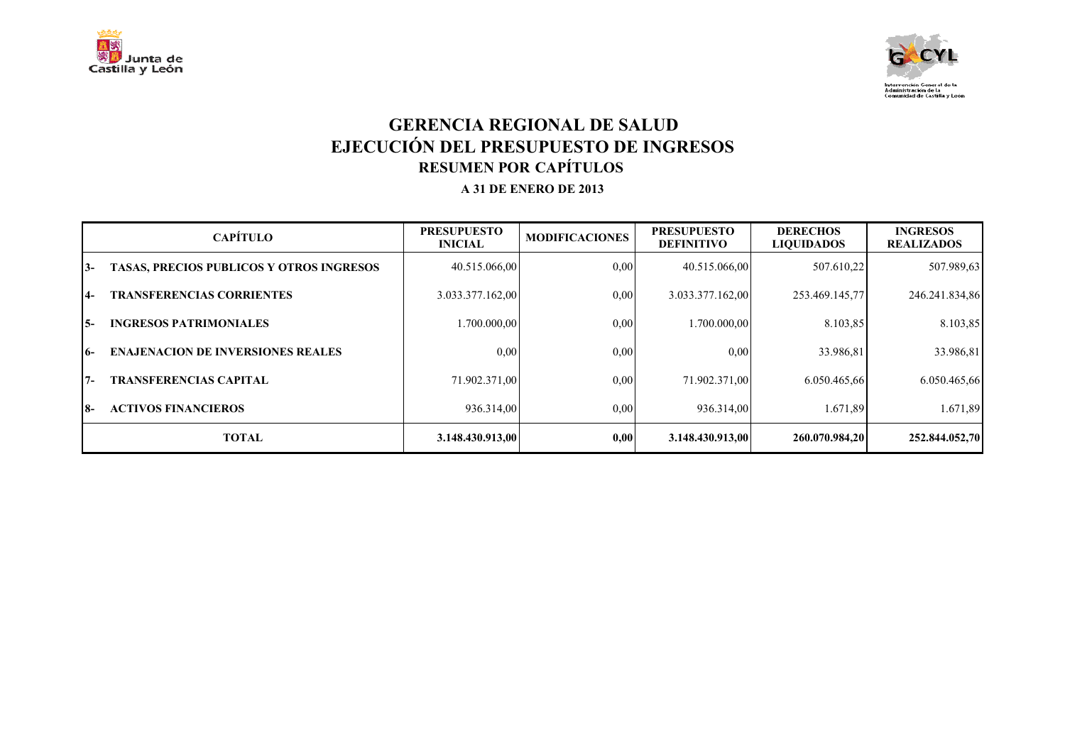# GERENCIA REGIONAL DE SALUD
# EJECUCIÓN DEL PRESUPUESTO DE INGRESOS
## RESUMEN POR CAPÍTULOS

**A 31 DE ENERO DE 2013**

| CAPÍTULO | | PRESUPUESTO INICIAL | MODIFICACIONES | PRESUPUESTO DEFINITIVO | DERECHOS LIQUIDADOS | INGRESOS REALIZADOS |
|---|---|---|---|---|---|---|
| 3- | TASAS, PRECIOS PUBLICOS Y OTROS INGRESOS | 40.515.066,00 | 0,00 | 40.515.066,00 | 507.610,22 | 507.989,63 |
| 4- | TRANSFERENCIAS CORRIENTES | 3.033.377.162,00 | 0,00 | 3.033.377.162,00 | 253.469.145,77 | 246.241.834,86 |
| 5- | INGRESOS PATRIMONIALES | 1.700.000,00 | 0,00 | 1.700.000,00 | 8.103,85 | 8.103,85 |
| 6- | ENAJENACION DE INVERSIONES REALES | 0,00 | 0,00 | 0,00 | 33.986,81 | 33.986,81 |
| 7- | TRANSFERENCIAS CAPITAL | 71.902.371,00 | 0,00 | 71.902.371,00 | 6.050.465,66 | 6.050.465,66 |
| 8- | ACTIVOS FINANCIEROS | 936.314,00 | 0,00 | 936.314,00 | 1.671,89 | 1.671,89 |
| | **TOTAL** | **3.148.430.913,00** | **0,00** | **3.148.430.913,00** | **260.070.984,20** | **252.844.052,70** |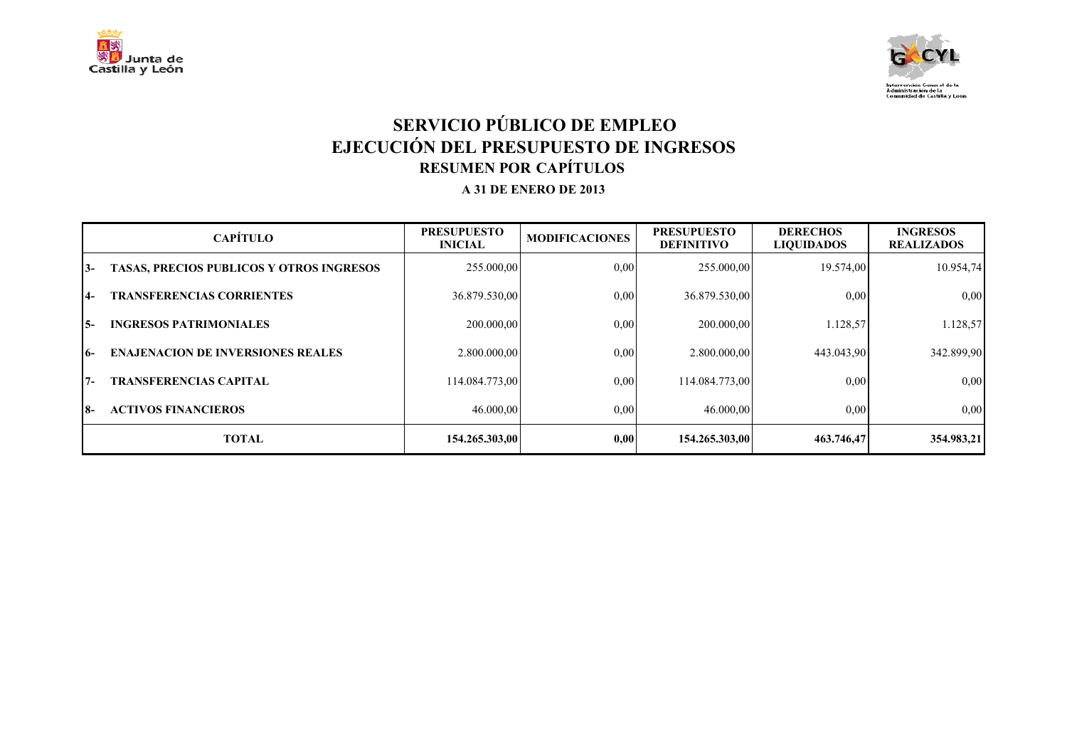# SERVICIO PÚBLICO DE EMPLEO
# EJECUCIÓN DEL PRESUPUESTO DE INGRESOS
## RESUMEN POR CAPÍTULOS

**A 31 DE ENERO DE 2013**

| CAPÍTULO | PRESUPUESTO INICIAL | MODIFICACIONES | PRESUPUESTO DEFINITIVO | DERECHOS LIQUIDADOS | INGRESOS REALIZADOS |
|---|---|---|---|---|---|
| 3- TASAS, PRECIOS PUBLICOS Y OTROS INGRESOS | 255.000,00 | 0,00 | 255.000,00 | 19.574,00 | 10.954,74 |
| 4- TRANSFERENCIAS CORRIENTES | 36.879.530,00 | 0,00 | 36.879.530,00 | 0,00 | 0,00 |
| 5- INGRESOS PATRIMONIALES | 200.000,00 | 0,00 | 200.000,00 | 1.128,57 | 1.128,57 |
| 6- ENAJENACION DE INVERSIONES REALES | 2.800.000,00 | 0,00 | 2.800.000,00 | 443.043,90 | 342.899,90 |
| 7- TRANSFERENCIAS CAPITAL | 114.084.773,00 | 0,00 | 114.084.773,00 | 0,00 | 0,00 |
| 8- ACTIVOS FINANCIEROS | 46.000,00 | 0,00 | 46.000,00 | 0,00 | 0,00 |
| **TOTAL** | **154.265.303,00** | **0,00** | **154.265.303,00** | **463.746,47** | **354.983,21** |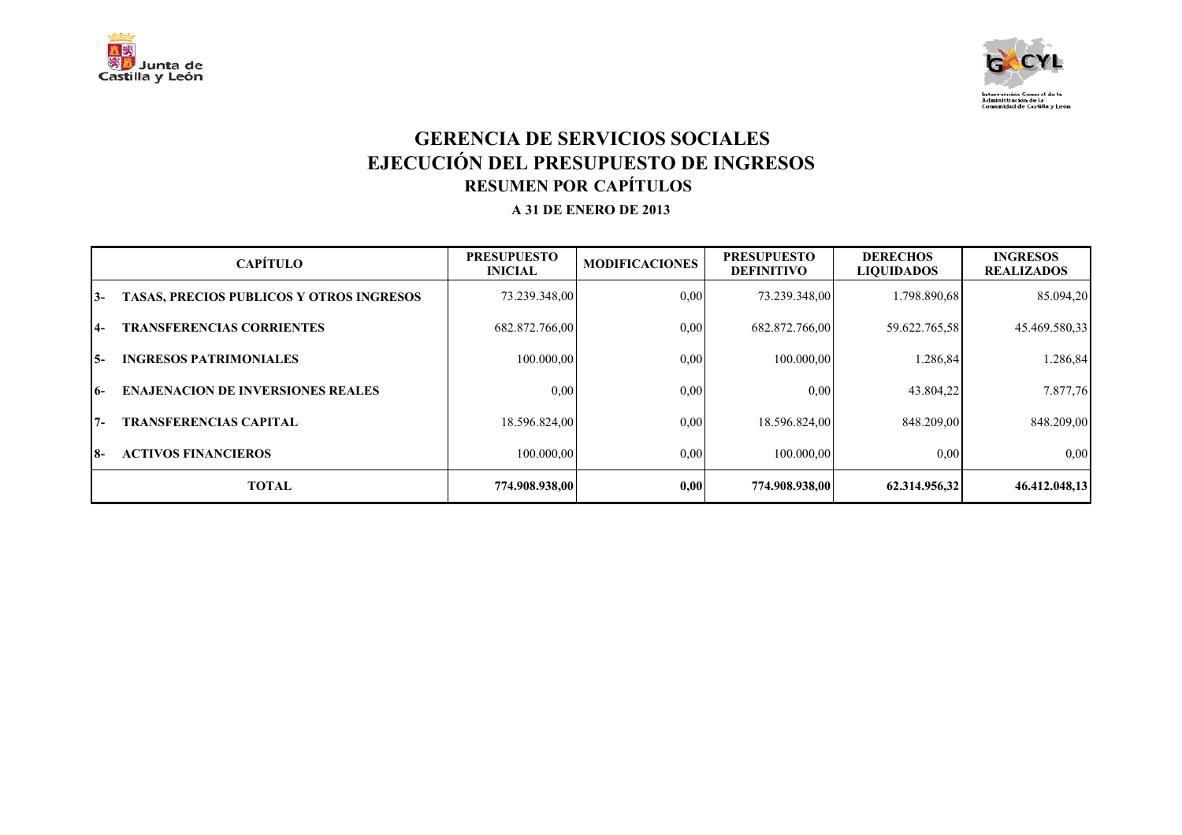# GERENCIA DE SERVICIOS SOCIALES
# EJECUCIÓN DEL PRESUPUESTO DE INGRESOS
## RESUMEN POR CAPÍTULOS

**A 31 DE ENERO DE 2013**

| CAPÍTULO | | PRESUPUESTO INICIAL | MODIFICACIONES | PRESUPUESTO DEFINITIVO | DERECHOS LIQUIDADOS | INGRESOS REALIZADOS |
|---|---|---|---|---|---|---|
| 3- | TASAS, PRECIOS PUBLICOS Y OTROS INGRESOS | 73.239.348,00 | 0,00 | 73.239.348,00 | 1.798.890,68 | 85.094,20 |
| 4- | TRANSFERENCIAS CORRIENTES | 682.872.766,00 | 0,00 | 682.872.766,00 | 59.622.765,58 | 45.469.580,33 |
| 5- | INGRESOS PATRIMONIALES | 100.000,00 | 0,00 | 100.000,00 | 1.286,84 | 1.286,84 |
| 6- | ENAJENACION DE INVERSIONES REALES | 0,00 | 0,00 | 0,00 | 43.804,22 | 7.877,76 |
| 7- | TRANSFERENCIAS CAPITAL | 18.596.824,00 | 0,00 | 18.596.824,00 | 848.209,00 | 848.209,00 |
| 8- | ACTIVOS FINANCIEROS | 100.000,00 | 0,00 | 100.000,00 | 0,00 | 0,00 |
| | **TOTAL** | **774.908.938,00** | **0,00** | **774.908.938,00** | **62.314.956,32** | **46.412.048,13** |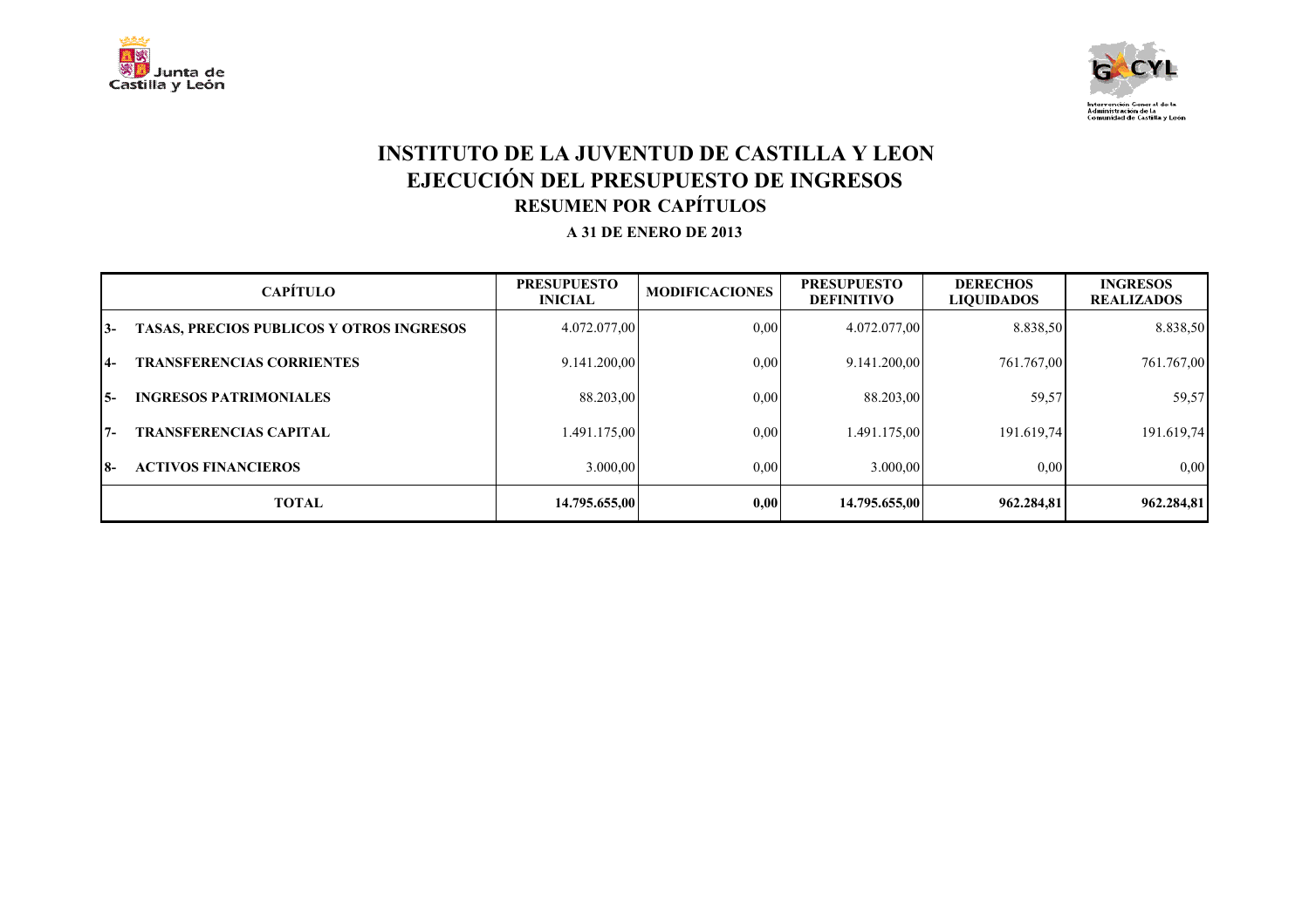# INSTITUTO DE LA JUVENTUD DE CASTILLA Y LEON
## EJECUCIÓN DEL PRESUPUESTO DE INGRESOS
### RESUMEN POR CAPÍTULOS

**A 31 DE ENERO DE 2013**

| CAPÍTULO | PRESUPUESTO INICIAL | MODIFICACIONES | PRESUPUESTO DEFINITIVO | DERECHOS LIQUIDADOS | INGRESOS REALIZADOS |
|---|---|---|---|---|---|
| 3- TASAS, PRECIOS PUBLICOS Y OTROS INGRESOS | 4.072.077,00 | 0,00 | 4.072.077,00 | 8.838,50 | 8.838,50 |
| 4- TRANSFERENCIAS CORRIENTES | 9.141.200,00 | 0,00 | 9.141.200,00 | 761.767,00 | 761.767,00 |
| 5- INGRESOS PATRIMONIALES | 88.203,00 | 0,00 | 88.203,00 | 59,57 | 59,57 |
| 7- TRANSFERENCIAS CAPITAL | 1.491.175,00 | 0,00 | 1.491.175,00 | 191.619,74 | 191.619,74 |
| 8- ACTIVOS FINANCIEROS | 3.000,00 | 0,00 | 3.000,00 | 0,00 | 0,00 |
| **TOTAL** | **14.795.655,00** | **0,00** | **14.795.655,00** | **962.284,81** | **962.284,81** |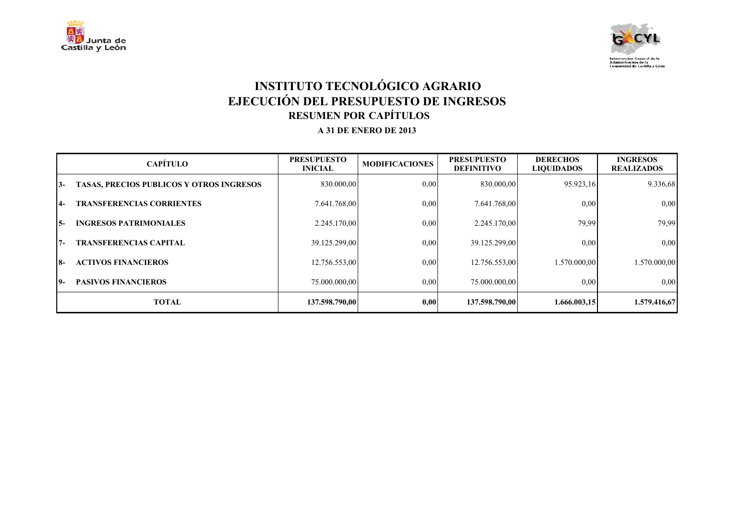# INSTITUTO TECNOLÓGICO AGRARIO
# EJECUCIÓN DEL PRESUPUESTO DE INGRESOS
## RESUMEN POR CAPÍTULOS

**A 31 DE ENERO DE 2013**

| CAPÍTULO | | PRESUPUESTO INICIAL | MODIFICACIONES | PRESUPUESTO DEFINITIVO | DERECHOS LIQUIDADOS | INGRESOS REALIZADOS |
|---|---|---|---|---|---|---|
| 3- | TASAS, PRECIOS PUBLICOS Y OTROS INGRESOS | 830.000,00 | 0,00 | 830.000,00 | 95.923,16 | 9.336,68 |
| 4- | TRANSFERENCIAS CORRIENTES | 7.641.768,00 | 0,00 | 7.641.768,00 | 0,00 | 0,00 |
| 5- | INGRESOS PATRIMONIALES | 2.245.170,00 | 0,00 | 2.245.170,00 | 79,99 | 79,99 |
| 7- | TRANSFERENCIAS CAPITAL | 39.125.299,00 | 0,00 | 39.125.299,00 | 0,00 | 0,00 |
| 8- | ACTIVOS FINANCIEROS | 12.756.553,00 | 0,00 | 12.756.553,00 | 1.570.000,00 | 1.570.000,00 |
| 9- | PASIVOS FINANCIEROS | 75.000.000,00 | 0,00 | 75.000.000,00 | 0,00 | 0,00 |
| | **TOTAL** | **137.598.790,00** | **0,00** | **137.598.790,00** | **1.666.003,15** | **1.579.416,67** |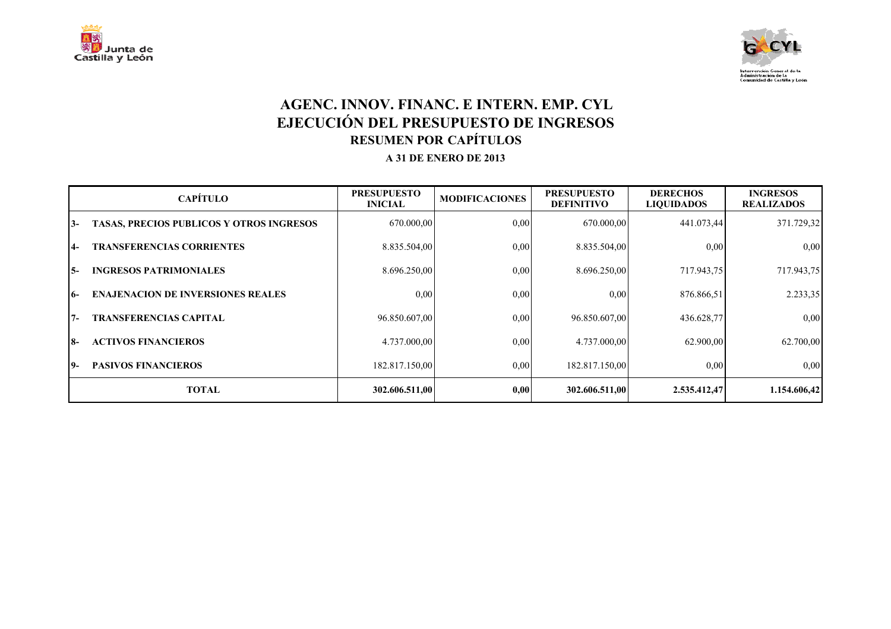# AGENC. INNOV. FINANC. E INTERN. EMP. CYL
## EJECUCIÓN DEL PRESUPUESTO DE INGRESOS
### RESUMEN POR CAPÍTULOS

**A 31 DE ENERO DE 2013**

| CAPÍTULO | | PRESUPUESTO INICIAL | MODIFICACIONES | PRESUPUESTO DEFINITIVO | DERECHOS LIQUIDADOS | INGRESOS REALIZADOS |
|---|---|---|---|---|---|---|
| 3- | TASAS, PRECIOS PUBLICOS Y OTROS INGRESOS | 670.000,00 | 0,00 | 670.000,00 | 441.073,44 | 371.729,32 |
| 4- | TRANSFERENCIAS CORRIENTES | 8.835.504,00 | 0,00 | 8.835.504,00 | 0,00 | 0,00 |
| 5- | INGRESOS PATRIMONIALES | 8.696.250,00 | 0,00 | 8.696.250,00 | 717.943,75 | 717.943,75 |
| 6- | ENAJENACION DE INVERSIONES REALES | 0,00 | 0,00 | 0,00 | 876.866,51 | 2.233,35 |
| 7- | TRANSFERENCIAS CAPITAL | 96.850.607,00 | 0,00 | 96.850.607,00 | 436.628,77 | 0,00 |
| 8- | ACTIVOS FINANCIEROS | 4.737.000,00 | 0,00 | 4.737.000,00 | 62.900,00 | 62.700,00 |
| 9- | PASIVOS FINANCIEROS | 182.817.150,00 | 0,00 | 182.817.150,00 | 0,00 | 0,00 |
| **TOTAL** | | **302.606.511,00** | **0,00** | **302.606.511,00** | **2.535.412,47** | **1.154.606,42** |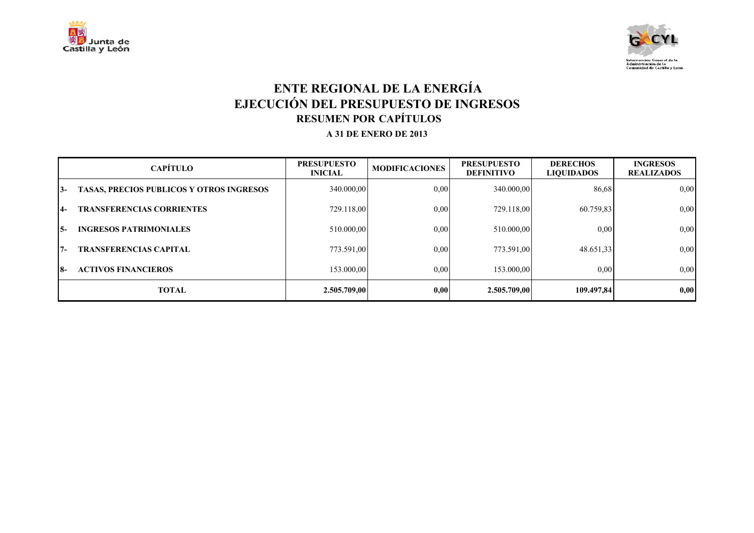# ENTE REGIONAL DE LA ENERGÍA
# EJECUCIÓN DEL PRESUPUESTO DE INGRESOS
## RESUMEN POR CAPÍTULOS

**A 31 DE ENERO DE 2013**

| CAPÍTULO | | PRESUPUESTO INICIAL | MODIFICACIONES | PRESUPUESTO DEFINITIVO | DERECHOS LIQUIDADOS | INGRESOS REALIZADOS |
|---|---|---|---|---|---|---|
| 3- | TASAS, PRECIOS PUBLICOS Y OTROS INGRESOS | 340.000,00 | 0,00 | 340.000,00 | 86,68 | 0,00 |
| 4- | TRANSFERENCIAS CORRIENTES | 729.118,00 | 0,00 | 729.118,00 | 60.759,83 | 0,00 |
| 5- | INGRESOS PATRIMONIALES | 510.000,00 | 0,00 | 510.000,00 | 0,00 | 0,00 |
| 7- | TRANSFERENCIAS CAPITAL | 773.591,00 | 0,00 | 773.591,00 | 48.651,33 | 0,00 |
| 8- | ACTIVOS FINANCIEROS | 153.000,00 | 0,00 | 153.000,00 | 0,00 | 0,00 |
| **TOTAL** | | **2.505.709,00** | **0,00** | **2.505.709,00** | **109.497,84** | **0,00** |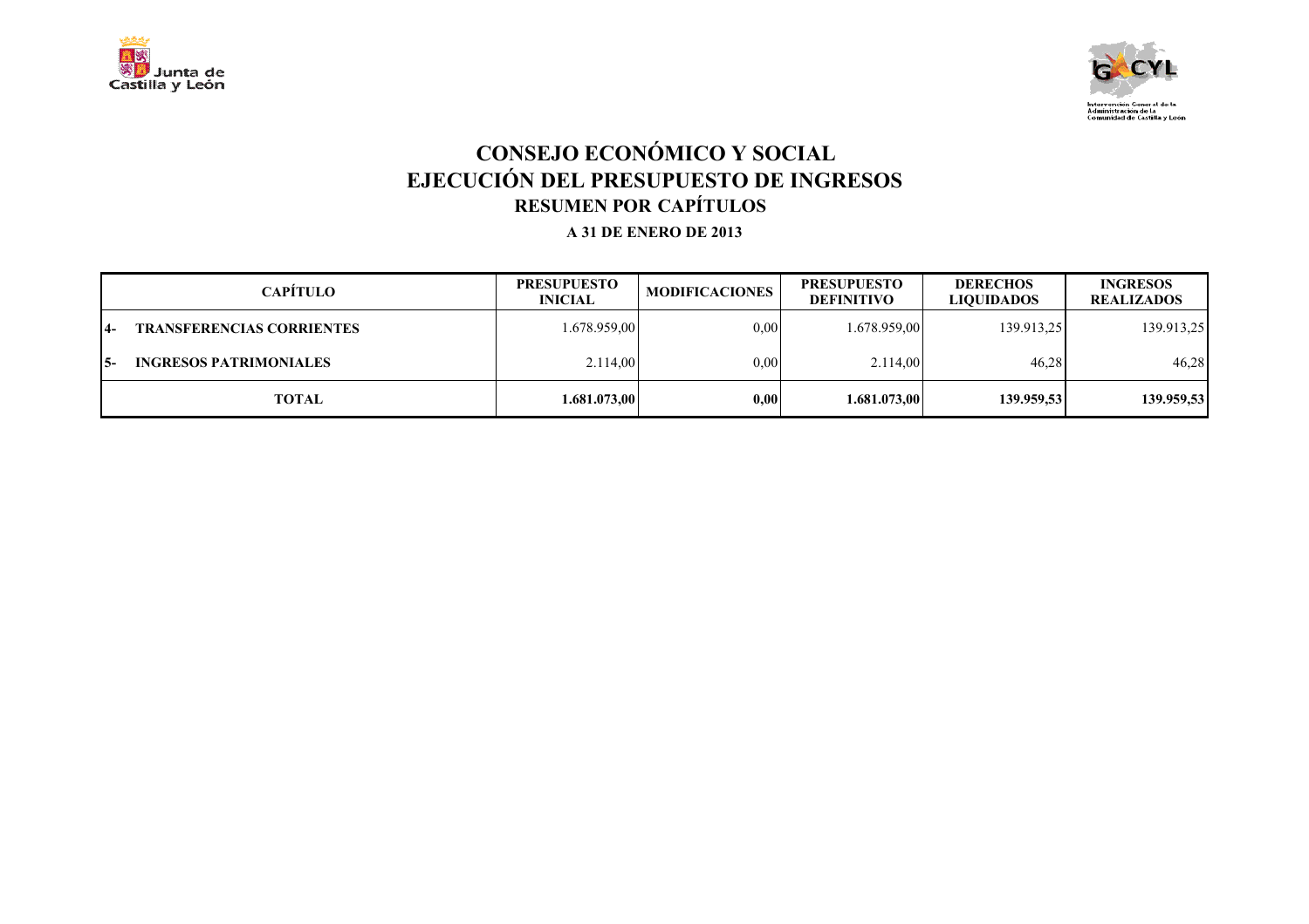# CONSEJO ECONÓMICO Y SOCIAL
# EJECUCIÓN DEL PRESUPUESTO DE INGRESOS
## RESUMEN POR CAPÍTULOS

### A 31 DE ENERO DE 2013

| CAPÍTULO | PRESUPUESTO INICIAL | MODIFICACIONES | PRESUPUESTO DEFINITIVO | DERECHOS LIQUIDADOS | INGRESOS REALIZADOS |
|---|---|---|---|---|---|
| 4- TRANSFERENCIAS CORRIENTES | 1.678.959,00 | 0,00 | 1.678.959,00 | 139.913,25 | 139.913,25 |
| 5- INGRESOS PATRIMONIALES | 2.114,00 | 0,00 | 2.114,00 | 46,28 | 46,28 |
| **TOTAL** | **1.681.073,00** | **0,00** | **1.681.073,00** | **139.959,53** | **139.959,53** |